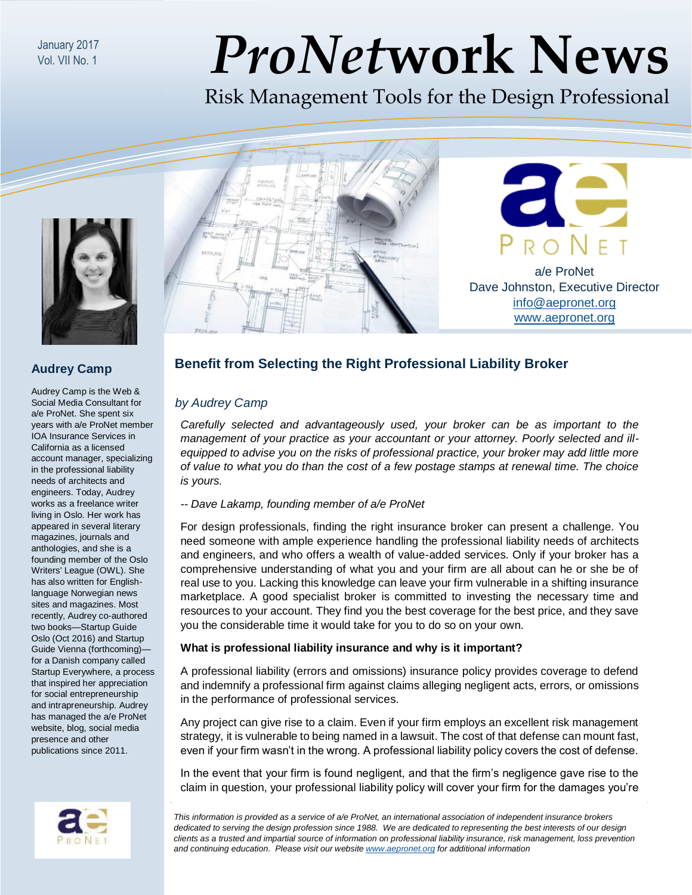January 2017
Vol. VII No. 1

# *ProNet*work News

Risk Management Tools for the Design Professional

a/e ProNet
Dave Johnston, Executive Director
info@aepronet.org
www.aepronet.org

## Benefit from Selecting the Right Professional Liability Broker

*by Audrey Camp*

*Carefully selected and advantageously used, your broker can be as important to the management of your practice as your accountant or your attorney. Poorly selected and ill-equipped to advise you on the risks of professional practice, your broker may add little more of value to what you do than the cost of a few postage stamps at renewal time. The choice is yours.*

*-- Dave Lakamp, founding member of a/e ProNet*

For design professionals, finding the right insurance broker can present a challenge. You need someone with ample experience handling the professional liability needs of architects and engineers, and who offers a wealth of value-added services. Only if your broker has a comprehensive understanding of what you and your firm are all about can he or she be of real use to you. Lacking this knowledge can leave your firm vulnerable in a shifting insurance marketplace. A good specialist broker is committed to investing the necessary time and resources to your account. They find you the best coverage for the best price, and they save you the considerable time it would take for you to do so on your own.

**What is professional liability insurance and why is it important?**

A professional liability (errors and omissions) insurance policy provides coverage to defend and indemnify a professional firm against claims alleging negligent acts, errors, or omissions in the performance of professional services.

Any project can give rise to a claim. Even if your firm employs an excellent risk management strategy, it is vulnerable to being named in a lawsuit. The cost of that defense can mount fast, even if your firm wasn't in the wrong. A professional liability policy covers the cost of defense.

In the event that your firm is found negligent, and that the firm's negligence gave rise to the claim in question, your professional liability policy will cover your firm for the damages you're

### Audrey Camp

Audrey Camp is the Web & Social Media Consultant for a/e ProNet. She spent six years with a/e ProNet member IOA Insurance Services in California as a licensed account manager, specializing in the professional liability needs of architects and engineers. Today, Audrey works as a freelance writer living in Oslo. Her work has appeared in several literary magazines, journals and anthologies, and she is a founding member of the Oslo Writers' League (OWL). She has also written for English-language Norwegian news sites and magazines. Most recently, Audrey co-authored two books—Startup Guide Oslo (Oct 2016) and Startup Guide Vienna (forthcoming)—for a Danish company called Startup Everywhere, a process that inspired her appreciation for social entrepreneurship and intrapreneurship. Audrey has managed the a/e ProNet website, blog, social media presence and other publications since 2011.

*This information is provided as a service of a/e ProNet, an international association of independent insurance brokers dedicated to serving the design profession since 1988. We are dedicated to representing the best interests of our design clients as a trusted and impartial source of information on professional liability insurance, risk management, loss prevention and continuing education. Please visit our website www.aepronet.org for additional information*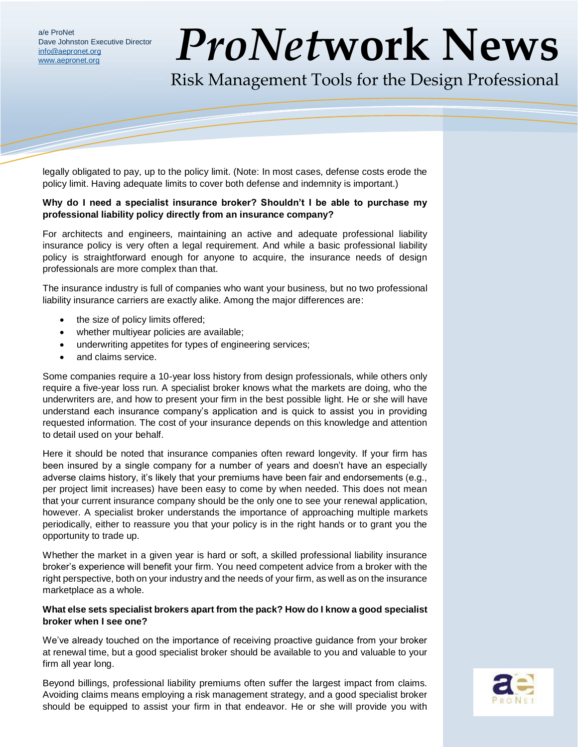legally obligated to pay, up to the policy limit. (Note: In most cases, defense costs erode the policy limit. Having adequate limits to cover both defense and indemnity is important.)

**Why do I need a specialist insurance broker? Shouldn't I be able to purchase my professional liability policy directly from an insurance company?**

For architects and engineers, maintaining an active and adequate professional liability insurance policy is very often a legal requirement. And while a basic professional liability policy is straightforward enough for anyone to acquire, the insurance needs of design professionals are more complex than that.

The insurance industry is full of companies who want your business, but no two professional liability insurance carriers are exactly alike. Among the major differences are:

- the size of policy limits offered;
- whether multiyear policies are available;
- underwriting appetites for types of engineering services;
- and claims service.

Some companies require a 10-year loss history from design professionals, while others only require a five-year loss run. A specialist broker knows what the markets are doing, who the underwriters are, and how to present your firm in the best possible light. He or she will have understand each insurance company's application and is quick to assist you in providing requested information. The cost of your insurance depends on this knowledge and attention to detail used on your behalf.

Here it should be noted that insurance companies often reward longevity. If your firm has been insured by a single company for a number of years and doesn't have an especially adverse claims history, it's likely that your premiums have been fair and endorsements (e.g., per project limit increases) have been easy to come by when needed. This does not mean that your current insurance company should be the only one to see your renewal application, however. A specialist broker understands the importance of approaching multiple markets periodically, either to reassure you that your policy is in the right hands or to grant you the opportunity to trade up.

Whether the market in a given year is hard or soft, a skilled professional liability insurance broker's experience will benefit your firm. You need competent advice from a broker with the right perspective, both on your industry and the needs of your firm, as well as on the insurance marketplace as a whole.

**What else sets specialist brokers apart from the pack? How do I know a good specialist broker when I see one?**

We've already touched on the importance of receiving proactive guidance from your broker at renewal time, but a good specialist broker should be available to you and valuable to your firm all year long.

Beyond billings, professional liability premiums often suffer the largest impact from claims. Avoiding claims means employing a risk management strategy, and a good specialist broker should be equipped to assist your firm in that endeavor. He or she will provide you with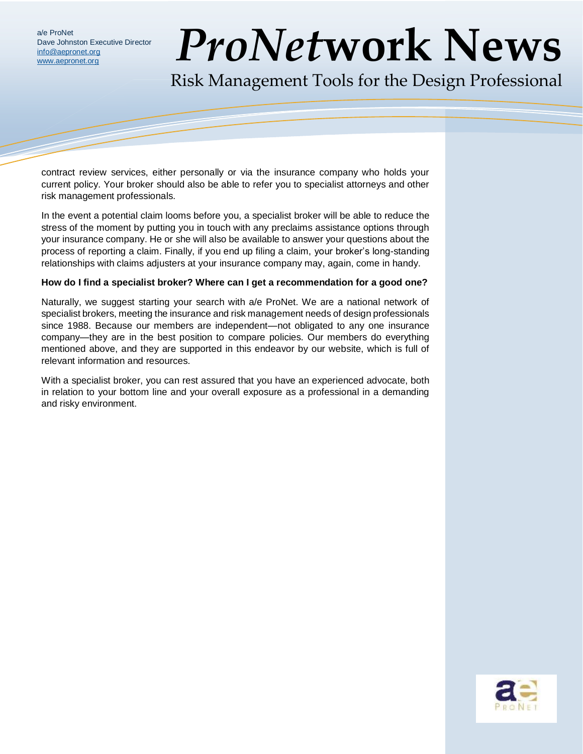contract review services, either personally or via the insurance company who holds your current policy. Your broker should also be able to refer you to specialist attorneys and other risk management professionals.

In the event a potential claim looms before you, a specialist broker will be able to reduce the stress of the moment by putting you in touch with any preclaims assistance options through your insurance company. He or she will also be available to answer your questions about the process of reporting a claim. Finally, if you end up filing a claim, your broker's long-standing relationships with claims adjusters at your insurance company may, again, come in handy.

**How do I find a specialist broker? Where can I get a recommendation for a good one?**

Naturally, we suggest starting your search with a/e ProNet. We are a national network of specialist brokers, meeting the insurance and risk management needs of design professionals since 1988. Because our members are independent—not obligated to any one insurance company—they are in the best position to compare policies. Our members do everything mentioned above, and they are supported in this endeavor by our website, which is full of relevant information and resources.

With a specialist broker, you can rest assured that you have an experienced advocate, both in relation to your bottom line and your overall exposure as a professional in a demanding and risky environment.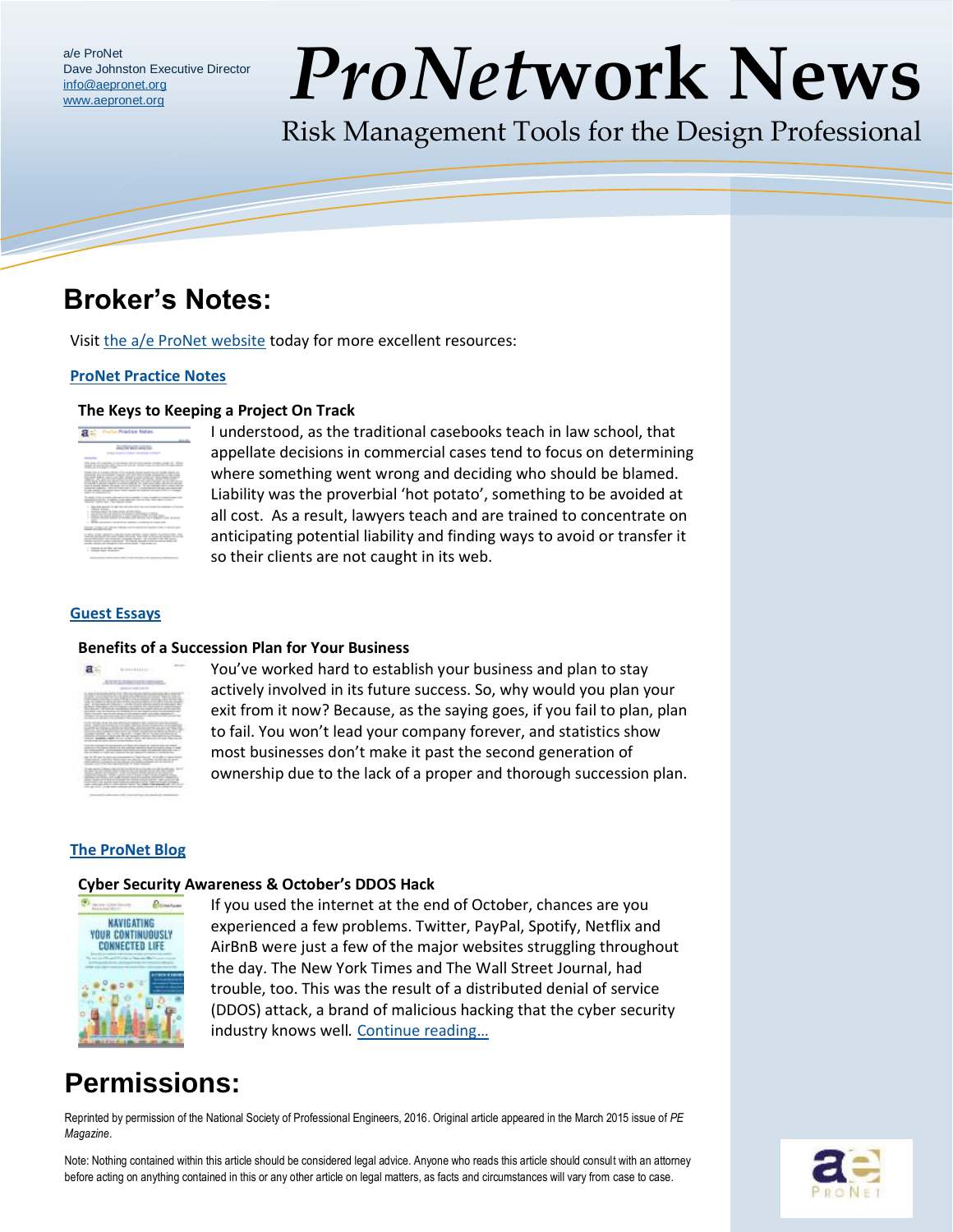a/e ProNet
Dave Johnston Executive Director
info@aepronet.org
www.aepronet.org

# *ProNet*work News

Risk Management Tools for the Design Professional

## Broker's Notes:

Visit the a/e ProNet website today for more excellent resources:

**ProNet Practice Notes**

**The Keys to Keeping a Project On Track**

I understood, as the traditional casebooks teach in law school, that appellate decisions in commercial cases tend to focus on determining where something went wrong and deciding who should be blamed. Liability was the proverbial 'hot potato', something to be avoided at all cost. As a result, lawyers teach and are trained to concentrate on anticipating potential liability and finding ways to avoid or transfer it so their clients are not caught in its web.

**Guest Essays**

**Benefits of a Succession Plan for Your Business**

You've worked hard to establish your business and plan to stay actively involved in its future success. So, why would you plan your exit from it now? Because, as the saying goes, if you fail to plan, plan to fail. You won't lead your company forever, and statistics show most businesses don't make it past the second generation of ownership due to the lack of a proper and thorough succession plan.

**The ProNet Blog**

**Cyber Security Awareness & October's DDOS Hack**

If you used the internet at the end of October, chances are you experienced a few problems. Twitter, PayPal, Spotify, Netflix and AirBnB were just a few of the major websites struggling throughout the day. The New York Times and The Wall Street Journal, had trouble, too. This was the result of a distributed denial of service (DDOS) attack, a brand of malicious hacking that the cyber security industry knows well. Continue reading…

## Permissions:

Reprinted by permission of the National Society of Professional Engineers, 2016. Original article appeared in the March 2015 issue of *PE Magazine*.

Note: Nothing contained within this article should be considered legal advice. Anyone who reads this article should consult with an attorney before acting on anything contained in this or any other article on legal matters, as facts and circumstances will vary from case to case.